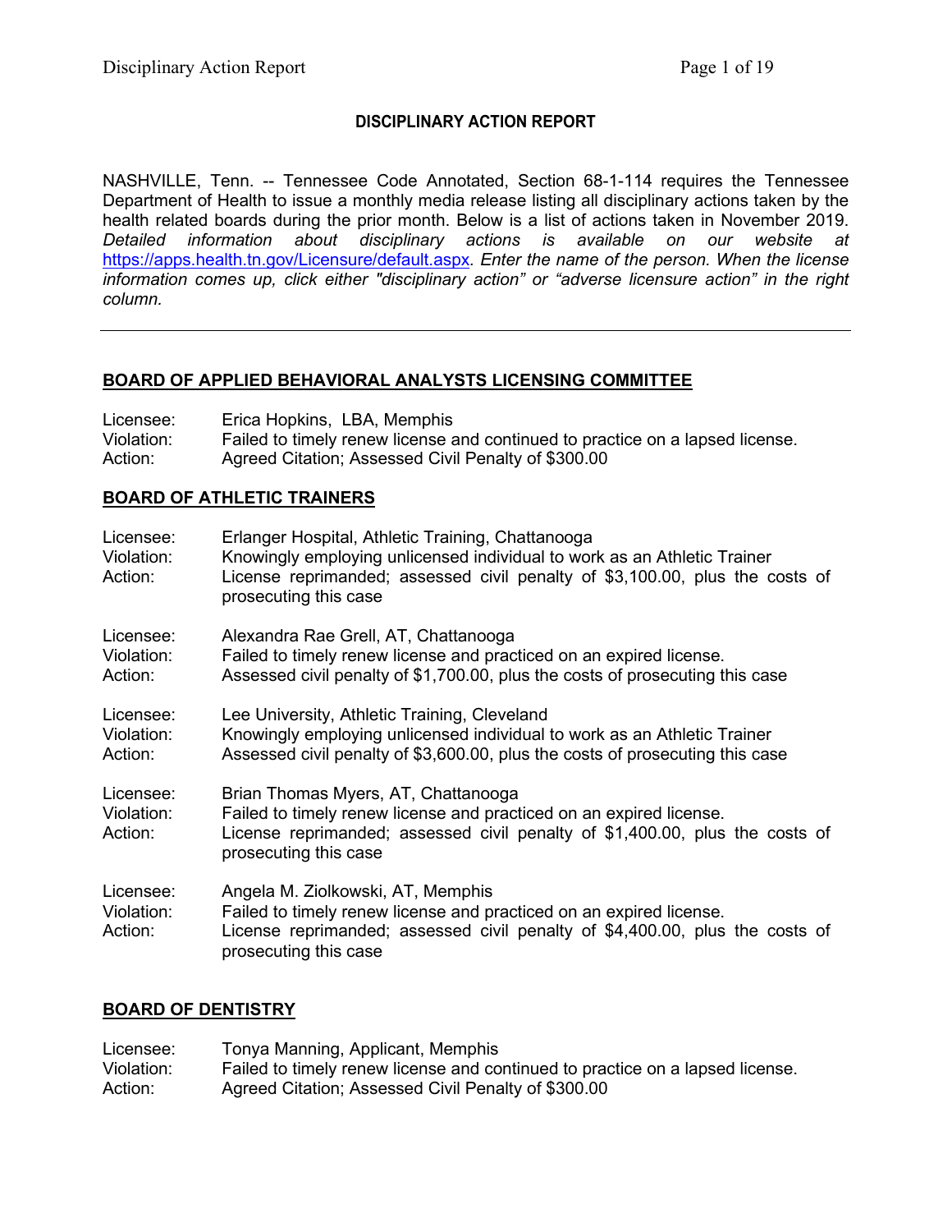**DISCIPLINARY ACTION REPORT**

NASHVILLE, Tenn. -- Tennessee Code Annotated, Section 68-1-114 requires the Tennessee Department of Health to issue a monthly media release listing all disciplinary actions taken by the health related boards during the prior month. Below is a list of actions taken in November 2019. *Detailed information about disciplinary actions is available on our website at* https://apps.health.tn.gov/Licensure/default.aspx*. Enter the name of the person. When the license information comes up, click either "disciplinary action" or "adverse licensure action" in the right column.*

---

## BOARD OF APPLIED BEHAVIORAL ANALYSTS LICENSING COMMITTEE

Licensee: Erica Hopkins, LBA, Memphis
Violation: Failed to timely renew license and continued to practice on a lapsed license.
Action: Agreed Citation; Assessed Civil Penalty of $300.00

## BOARD OF ATHLETIC TRAINERS

Licensee: Erlanger Hospital, Athletic Training, Chattanooga
Violation: Knowingly employing unlicensed individual to work as an Athletic Trainer
Action: License reprimanded; assessed civil penalty of $3,100.00, plus the costs of prosecuting this case

Licensee: Alexandra Rae Grell, AT, Chattanooga
Violation: Failed to timely renew license and practiced on an expired license.
Action: Assessed civil penalty of $1,700.00, plus the costs of prosecuting this case

Licensee: Lee University, Athletic Training, Cleveland
Violation: Knowingly employing unlicensed individual to work as an Athletic Trainer
Action: Assessed civil penalty of $3,600.00, plus the costs of prosecuting this case

Licensee: Brian Thomas Myers, AT, Chattanooga
Violation: Failed to timely renew license and practiced on an expired license.
Action: License reprimanded; assessed civil penalty of $1,400.00, plus the costs of prosecuting this case

Licensee: Angela M. Ziolkowski, AT, Memphis
Violation: Failed to timely renew license and practiced on an expired license.
Action: License reprimanded; assessed civil penalty of $4,400.00, plus the costs of prosecuting this case

## BOARD OF DENTISTRY

Licensee: Tonya Manning, Applicant, Memphis
Violation: Failed to timely renew license and continued to practice on a lapsed license.
Action: Agreed Citation; Assessed Civil Penalty of $300.00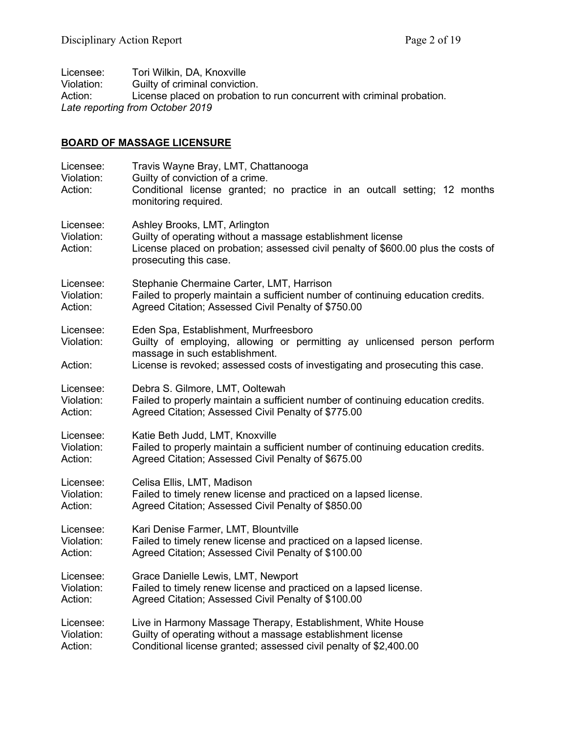Licensee: Tori Wilkin, DA, Knoxville
Violation: Guilty of criminal conviction.
Action: License placed on probation to run concurrent with criminal probation.
*Late reporting from October 2019*

## **BOARD OF MASSAGE LICENSURE**

Licensee: Travis Wayne Bray, LMT, Chattanooga
Violation: Guilty of conviction of a crime.
Action: Conditional license granted; no practice in an outcall setting; 12 months monitoring required.

Licensee: Ashley Brooks, LMT, Arlington
Violation: Guilty of operating without a massage establishment license
Action: License placed on probation; assessed civil penalty of $600.00 plus the costs of prosecuting this case.

Licensee: Stephanie Chermaine Carter, LMT, Harrison
Violation: Failed to properly maintain a sufficient number of continuing education credits.
Action: Agreed Citation; Assessed Civil Penalty of $750.00

Licensee: Eden Spa, Establishment, Murfreesboro
Violation: Guilty of employing, allowing or permitting ay unlicensed person perform massage in such establishment.
Action: License is revoked; assessed costs of investigating and prosecuting this case.

Licensee: Debra S. Gilmore, LMT, Ooltewah
Violation: Failed to properly maintain a sufficient number of continuing education credits.
Action: Agreed Citation; Assessed Civil Penalty of $775.00

Licensee: Katie Beth Judd, LMT, Knoxville
Violation: Failed to properly maintain a sufficient number of continuing education credits.
Action: Agreed Citation; Assessed Civil Penalty of $675.00

Licensee: Celisa Ellis, LMT, Madison
Violation: Failed to timely renew license and practiced on a lapsed license.
Action: Agreed Citation; Assessed Civil Penalty of $850.00

Licensee: Kari Denise Farmer, LMT, Blountville
Violation: Failed to timely renew license and practiced on a lapsed license.
Action: Agreed Citation; Assessed Civil Penalty of $100.00

Licensee: Grace Danielle Lewis, LMT, Newport
Violation: Failed to timely renew license and practiced on a lapsed license.
Action: Agreed Citation; Assessed Civil Penalty of $100.00

Licensee: Live in Harmony Massage Therapy, Establishment, White House
Violation: Guilty of operating without a massage establishment license
Action: Conditional license granted; assessed civil penalty of $2,400.00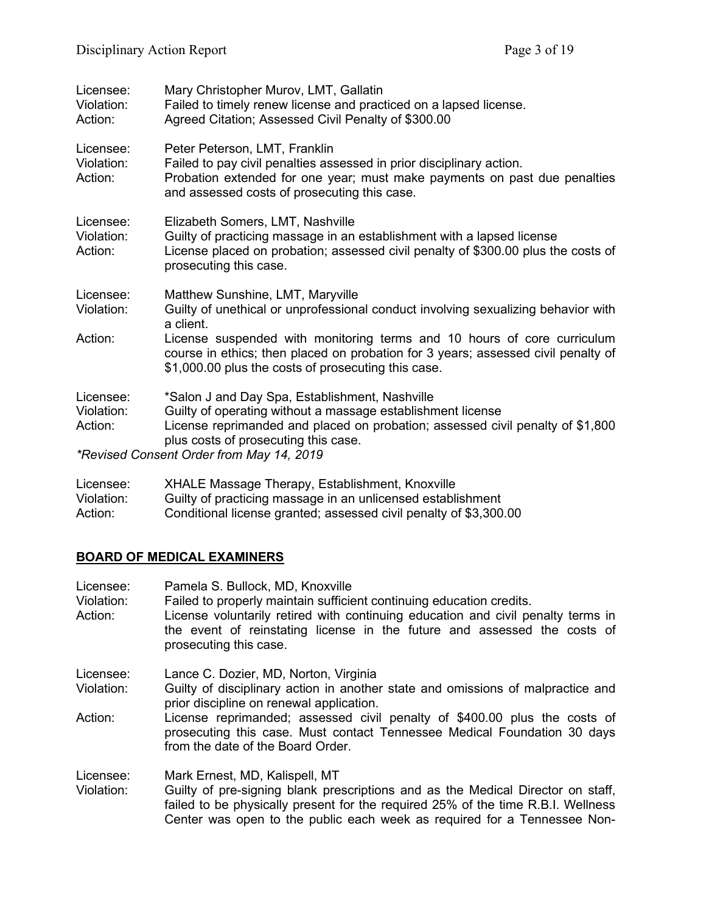Licensee: Mary Christopher Murov, LMT, Gallatin
Violation: Failed to timely renew license and practiced on a lapsed license.
Action: Agreed Citation; Assessed Civil Penalty of $300.00

Licensee: Peter Peterson, LMT, Franklin
Violation: Failed to pay civil penalties assessed in prior disciplinary action.
Action: Probation extended for one year; must make payments on past due penalties and assessed costs of prosecuting this case.

Licensee: Elizabeth Somers, LMT, Nashville
Violation: Guilty of practicing massage in an establishment with a lapsed license
Action: License placed on probation; assessed civil penalty of $300.00 plus the costs of prosecuting this case.

Licensee: Matthew Sunshine, LMT, Maryville
Violation: Guilty of unethical or unprofessional conduct involving sexualizing behavior with a client.
Action: License suspended with monitoring terms and 10 hours of core curriculum course in ethics; then placed on probation for 3 years; assessed civil penalty of $1,000.00 plus the costs of prosecuting this case.

Licensee: *Salon J and Day Spa, Establishment, Nashville
Violation: Guilty of operating without a massage establishment license
Action: License reprimanded and placed on probation; assessed civil penalty of $1,800 plus costs of prosecuting this case.

*Revised Consent Order from May 14, 2019*

Licensee: XHALE Massage Therapy, Establishment, Knoxville
Violation: Guilty of practicing massage in an unlicensed establishment
Action: Conditional license granted; assessed civil penalty of $3,300.00

## BOARD OF MEDICAL EXAMINERS

Licensee: Pamela S. Bullock, MD, Knoxville
Violation: Failed to properly maintain sufficient continuing education credits.
Action: License voluntarily retired with continuing education and civil penalty terms in the event of reinstating license in the future and assessed the costs of prosecuting this case.

Licensee: Lance C. Dozier, MD, Norton, Virginia
Violation: Guilty of disciplinary action in another state and omissions of malpractice and prior discipline on renewal application.
Action: License reprimanded; assessed civil penalty of $400.00 plus the costs of prosecuting this case. Must contact Tennessee Medical Foundation 30 days from the date of the Board Order.

Licensee: Mark Ernest, MD, Kalispell, MT
Violation: Guilty of pre-signing blank prescriptions and as the Medical Director on staff, failed to be physically present for the required 25% of the time R.B.I. Wellness Center was open to the public each week as required for a Tennessee Non-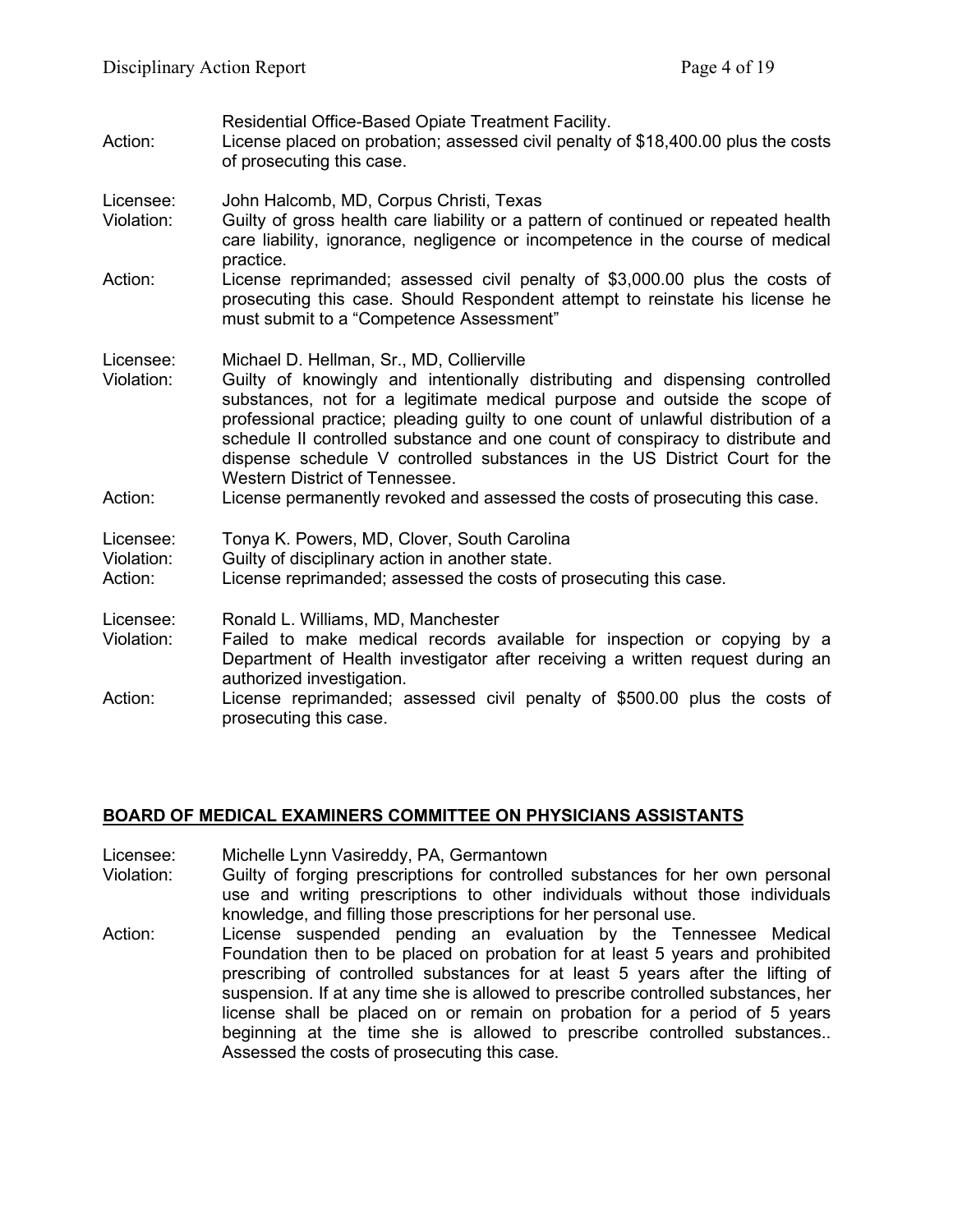Residential Office-Based Opiate Treatment Facility.

Action: License placed on probation; assessed civil penalty of $18,400.00 plus the costs of prosecuting this case.

Licensee: John Halcomb, MD, Corpus Christi, Texas

Violation: Guilty of gross health care liability or a pattern of continued or repeated health care liability, ignorance, negligence or incompetence in the course of medical practice.

Action: License reprimanded; assessed civil penalty of $3,000.00 plus the costs of prosecuting this case. Should Respondent attempt to reinstate his license he must submit to a "Competence Assessment"

Licensee: Michael D. Hellman, Sr., MD, Collierville

Violation: Guilty of knowingly and intentionally distributing and dispensing controlled substances, not for a legitimate medical purpose and outside the scope of professional practice; pleading guilty to one count of unlawful distribution of a schedule II controlled substance and one count of conspiracy to distribute and dispense schedule V controlled substances in the US District Court for the Western District of Tennessee.

Action: License permanently revoked and assessed the costs of prosecuting this case.

Licensee: Tonya K. Powers, MD, Clover, South Carolina

Violation: Guilty of disciplinary action in another state.

Action: License reprimanded; assessed the costs of prosecuting this case.

Licensee: Ronald L. Williams, MD, Manchester

Violation: Failed to make medical records available for inspection or copying by a Department of Health investigator after receiving a written request during an authorized investigation.

Action: License reprimanded; assessed civil penalty of $500.00 plus the costs of prosecuting this case.

## BOARD OF MEDICAL EXAMINERS COMMITTEE ON PHYSICIANS ASSISTANTS

Licensee: Michelle Lynn Vasireddy, PA, Germantown

Violation: Guilty of forging prescriptions for controlled substances for her own personal use and writing prescriptions to other individuals without those individuals knowledge, and filling those prescriptions for her personal use.

Action: License suspended pending an evaluation by the Tennessee Medical Foundation then to be placed on probation for at least 5 years and prohibited prescribing of controlled substances for at least 5 years after the lifting of suspension. If at any time she is allowed to prescribe controlled substances, her license shall be placed on or remain on probation for a period of 5 years beginning at the time she is allowed to prescribe controlled substances.. Assessed the costs of prosecuting this case.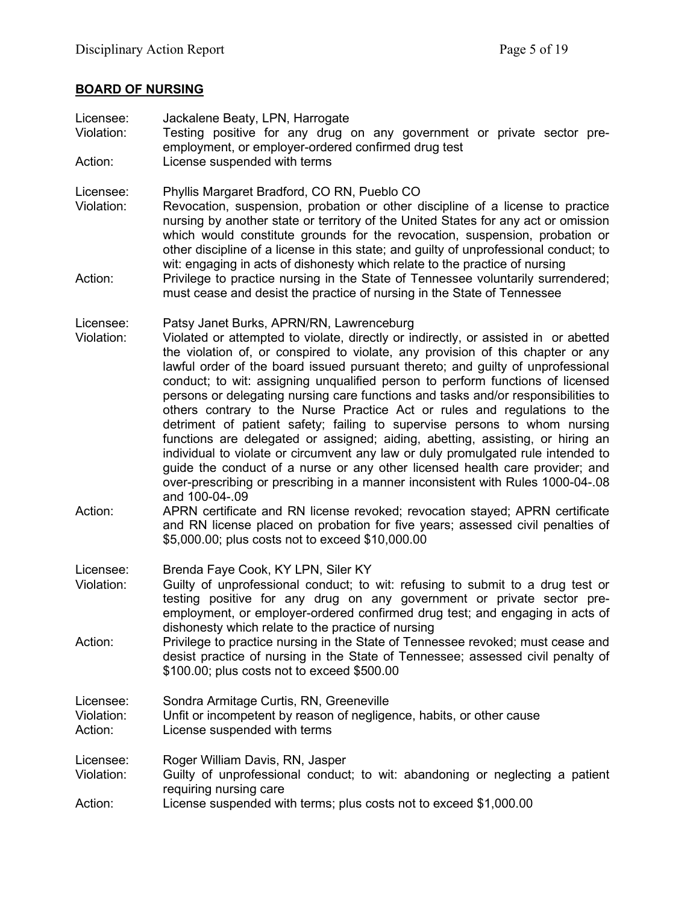## BOARD OF NURSING

Licensee: Jackalene Beaty, LPN, Harrogate
Violation: Testing positive for any drug on any government or private sector pre-employment, or employer-ordered confirmed drug test
Action: License suspended with terms

Licensee: Phyllis Margaret Bradford, CO RN, Pueblo CO
Violation: Revocation, suspension, probation or other discipline of a license to practice nursing by another state or territory of the United States for any act or omission which would constitute grounds for the revocation, suspension, probation or other discipline of a license in this state; and guilty of unprofessional conduct; to wit: engaging in acts of dishonesty which relate to the practice of nursing
Action: Privilege to practice nursing in the State of Tennessee voluntarily surrendered; must cease and desist the practice of nursing in the State of Tennessee

Licensee: Patsy Janet Burks, APRN/RN, Lawrenceburg
Violation: Violated or attempted to violate, directly or indirectly, or assisted in or abetted the violation of, or conspired to violate, any provision of this chapter or any lawful order of the board issued pursuant thereto; and guilty of unprofessional conduct; to wit: assigning unqualified person to perform functions of licensed persons or delegating nursing care functions and tasks and/or responsibilities to others contrary to the Nurse Practice Act or rules and regulations to the detriment of patient safety; failing to supervise persons to whom nursing functions are delegated or assigned; aiding, abetting, assisting, or hiring an individual to violate or circumvent any law or duly promulgated rule intended to guide the conduct of a nurse or any other licensed health care provider; and over-prescribing or prescribing in a manner inconsistent with Rules 1000-04-.08 and 100-04-.09
Action: APRN certificate and RN license revoked; revocation stayed; APRN certificate and RN license placed on probation for five years; assessed civil penalties of $5,000.00; plus costs not to exceed $10,000.00

Licensee: Brenda Faye Cook, KY LPN, Siler KY
Violation: Guilty of unprofessional conduct; to wit: refusing to submit to a drug test or testing positive for any drug on any government or private sector pre-employment, or employer-ordered confirmed drug test; and engaging in acts of dishonesty which relate to the practice of nursing
Action: Privilege to practice nursing in the State of Tennessee revoked; must cease and desist practice of nursing in the State of Tennessee; assessed civil penalty of $100.00; plus costs not to exceed $500.00

Licensee: Sondra Armitage Curtis, RN, Greeneville
Violation: Unfit or incompetent by reason of negligence, habits, or other cause
Action: License suspended with terms

Licensee: Roger William Davis, RN, Jasper
Violation: Guilty of unprofessional conduct; to wit: abandoning or neglecting a patient requiring nursing care
Action: License suspended with terms; plus costs not to exceed $1,000.00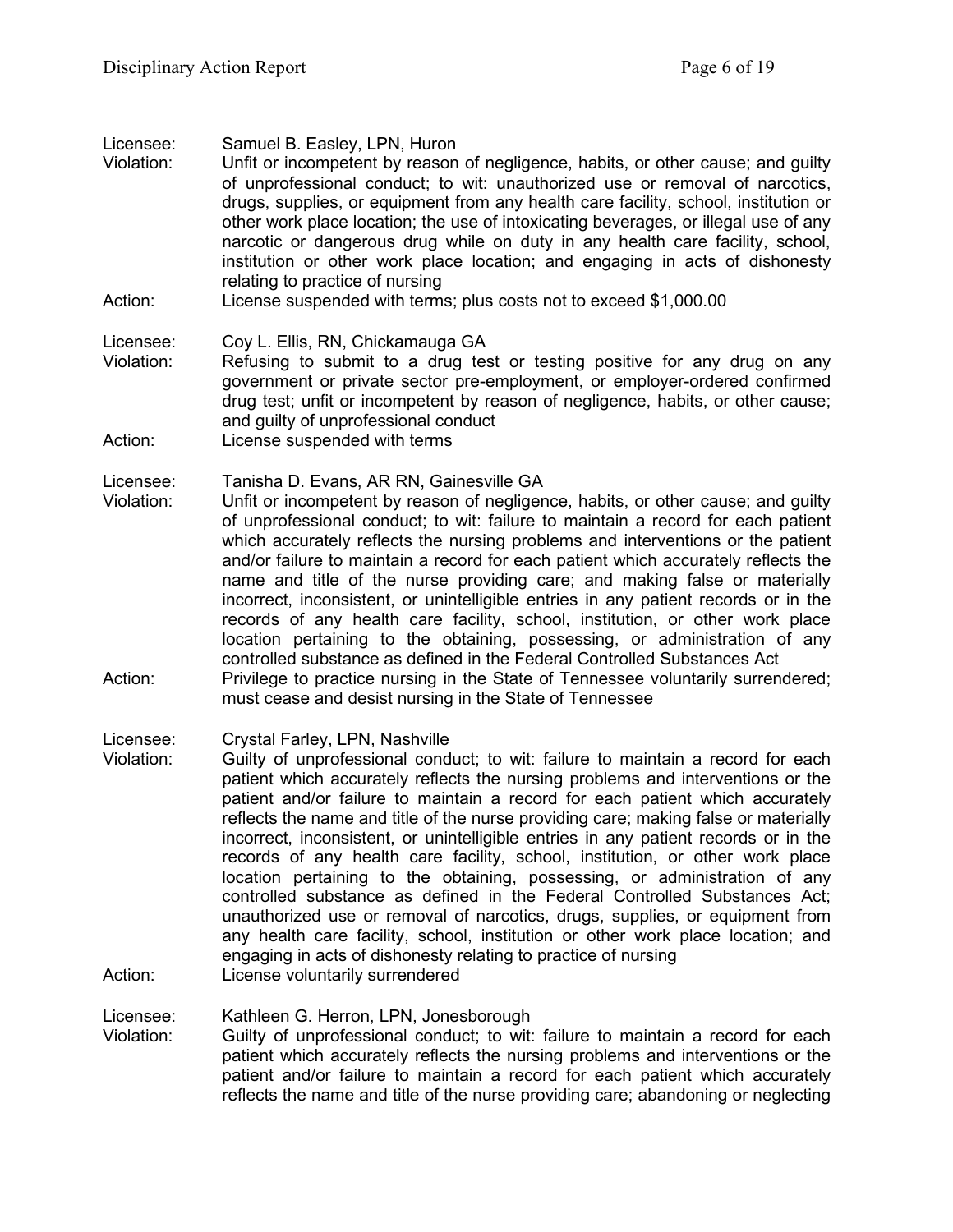Licensee: Samuel B. Easley, LPN, Huron
Violation: Unfit or incompetent by reason of negligence, habits, or other cause; and guilty of unprofessional conduct; to wit: unauthorized use or removal of narcotics, drugs, supplies, or equipment from any health care facility, school, institution or other work place location; the use of intoxicating beverages, or illegal use of any narcotic or dangerous drug while on duty in any health care facility, school, institution or other work place location; and engaging in acts of dishonesty relating to practice of nursing
Action: License suspended with terms; plus costs not to exceed $1,000.00

Licensee: Coy L. Ellis, RN, Chickamauga GA
Violation: Refusing to submit to a drug test or testing positive for any drug on any government or private sector pre-employment, or employer-ordered confirmed drug test; unfit or incompetent by reason of negligence, habits, or other cause; and guilty of unprofessional conduct
Action: License suspended with terms

Licensee: Tanisha D. Evans, AR RN, Gainesville GA
Violation: Unfit or incompetent by reason of negligence, habits, or other cause; and guilty of unprofessional conduct; to wit: failure to maintain a record for each patient which accurately reflects the nursing problems and interventions or the patient and/or failure to maintain a record for each patient which accurately reflects the name and title of the nurse providing care; and making false or materially incorrect, inconsistent, or unintelligible entries in any patient records or in the records of any health care facility, school, institution, or other work place location pertaining to the obtaining, possessing, or administration of any controlled substance as defined in the Federal Controlled Substances Act
Action: Privilege to practice nursing in the State of Tennessee voluntarily surrendered; must cease and desist nursing in the State of Tennessee

Licensee: Crystal Farley, LPN, Nashville
Violation: Guilty of unprofessional conduct; to wit: failure to maintain a record for each patient which accurately reflects the nursing problems and interventions or the patient and/or failure to maintain a record for each patient which accurately reflects the name and title of the nurse providing care; making false or materially incorrect, inconsistent, or unintelligible entries in any patient records or in the records of any health care facility, school, institution, or other work place location pertaining to the obtaining, possessing, or administration of any controlled substance as defined in the Federal Controlled Substances Act; unauthorized use or removal of narcotics, drugs, supplies, or equipment from any health care facility, school, institution or other work place location; and engaging in acts of dishonesty relating to practice of nursing
Action: License voluntarily surrendered

Licensee: Kathleen G. Herron, LPN, Jonesborough
Violation: Guilty of unprofessional conduct; to wit: failure to maintain a record for each patient which accurately reflects the nursing problems and interventions or the patient and/or failure to maintain a record for each patient which accurately reflects the name and title of the nurse providing care; abandoning or neglecting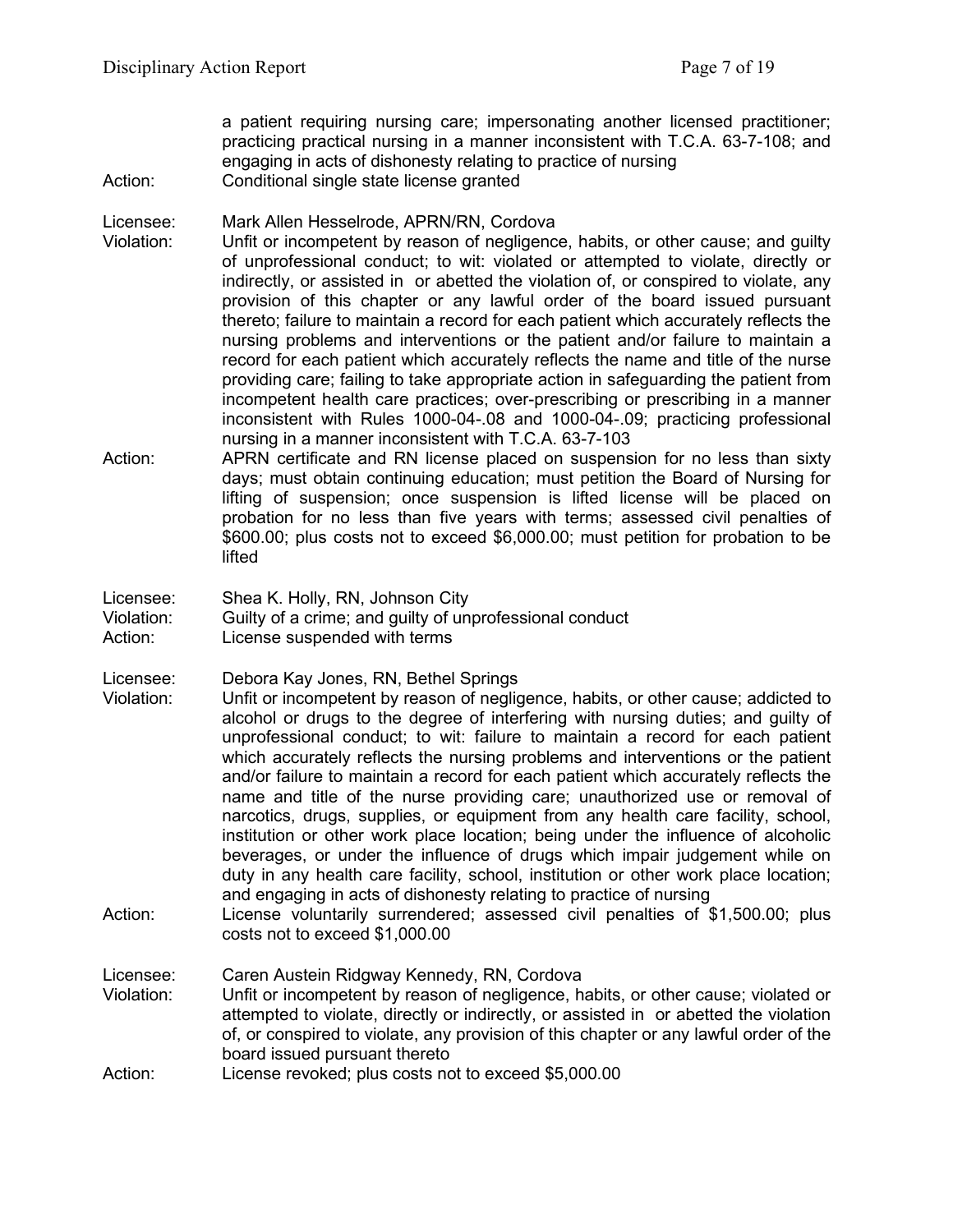a patient requiring nursing care; impersonating another licensed practitioner; practicing practical nursing in a manner inconsistent with T.C.A. 63-7-108; and engaging in acts of dishonesty relating to practice of nursing

Action: Conditional single state license granted

Licensee: Mark Allen Hesselrode, APRN/RN, Cordova

Violation: Unfit or incompetent by reason of negligence, habits, or other cause; and guilty of unprofessional conduct; to wit: violated or attempted to violate, directly or indirectly, or assisted in or abetted the violation of, or conspired to violate, any provision of this chapter or any lawful order of the board issued pursuant thereto; failure to maintain a record for each patient which accurately reflects the nursing problems and interventions or the patient and/or failure to maintain a record for each patient which accurately reflects the name and title of the nurse providing care; failing to take appropriate action in safeguarding the patient from incompetent health care practices; over-prescribing or prescribing in a manner inconsistent with Rules 1000-04-.08 and 1000-04-.09; practicing professional nursing in a manner inconsistent with T.C.A. 63-7-103

Action: APRN certificate and RN license placed on suspension for no less than sixty days; must obtain continuing education; must petition the Board of Nursing for lifting of suspension; once suspension is lifted license will be placed on probation for no less than five years with terms; assessed civil penalties of $600.00; plus costs not to exceed $6,000.00; must petition for probation to be lifted

Licensee: Shea K. Holly, RN, Johnson City

Violation: Guilty of a crime; and guilty of unprofessional conduct

Action: License suspended with terms

Licensee: Debora Kay Jones, RN, Bethel Springs

Violation: Unfit or incompetent by reason of negligence, habits, or other cause; addicted to alcohol or drugs to the degree of interfering with nursing duties; and guilty of unprofessional conduct; to wit: failure to maintain a record for each patient which accurately reflects the nursing problems and interventions or the patient and/or failure to maintain a record for each patient which accurately reflects the name and title of the nurse providing care; unauthorized use or removal of narcotics, drugs, supplies, or equipment from any health care facility, school, institution or other work place location; being under the influence of alcoholic beverages, or under the influence of drugs which impair judgement while on duty in any health care facility, school, institution or other work place location; and engaging in acts of dishonesty relating to practice of nursing

Action: License voluntarily surrendered; assessed civil penalties of $1,500.00; plus costs not to exceed $1,000.00

Licensee: Caren Austein Ridgway Kennedy, RN, Cordova

Violation: Unfit or incompetent by reason of negligence, habits, or other cause; violated or attempted to violate, directly or indirectly, or assisted in or abetted the violation of, or conspired to violate, any provision of this chapter or any lawful order of the board issued pursuant thereto

Action: License revoked; plus costs not to exceed $5,000.00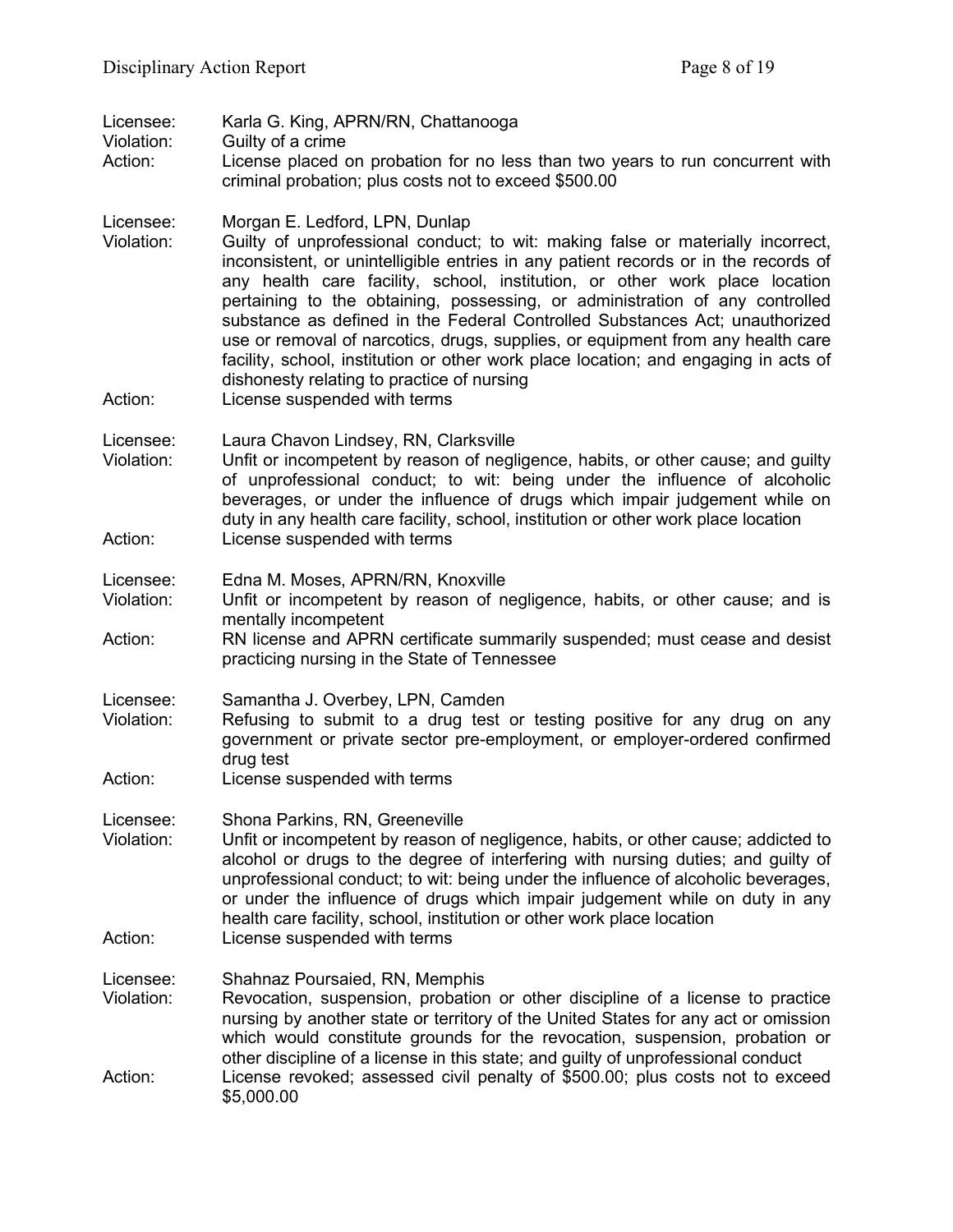Licensee: Karla G. King, APRN/RN, Chattanooga
Violation: Guilty of a crime
Action: License placed on probation for no less than two years to run concurrent with criminal probation; plus costs not to exceed $500.00

Licensee: Morgan E. Ledford, LPN, Dunlap
Violation: Guilty of unprofessional conduct; to wit: making false or materially incorrect, inconsistent, or unintelligible entries in any patient records or in the records of any health care facility, school, institution, or other work place location pertaining to the obtaining, possessing, or administration of any controlled substance as defined in the Federal Controlled Substances Act; unauthorized use or removal of narcotics, drugs, supplies, or equipment from any health care facility, school, institution or other work place location; and engaging in acts of dishonesty relating to practice of nursing
Action: License suspended with terms

Licensee: Laura Chavon Lindsey, RN, Clarksville
Violation: Unfit or incompetent by reason of negligence, habits, or other cause; and guilty of unprofessional conduct; to wit: being under the influence of alcoholic beverages, or under the influence of drugs which impair judgement while on duty in any health care facility, school, institution or other work place location
Action: License suspended with terms

Licensee: Edna M. Moses, APRN/RN, Knoxville
Violation: Unfit or incompetent by reason of negligence, habits, or other cause; and is mentally incompetent
Action: RN license and APRN certificate summarily suspended; must cease and desist practicing nursing in the State of Tennessee

Licensee: Samantha J. Overbey, LPN, Camden
Violation: Refusing to submit to a drug test or testing positive for any drug on any government or private sector pre-employment, or employer-ordered confirmed drug test
Action: License suspended with terms

Licensee: Shona Parkins, RN, Greeneville
Violation: Unfit or incompetent by reason of negligence, habits, or other cause; addicted to alcohol or drugs to the degree of interfering with nursing duties; and guilty of unprofessional conduct; to wit: being under the influence of alcoholic beverages, or under the influence of drugs which impair judgement while on duty in any health care facility, school, institution or other work place location
Action: License suspended with terms

Licensee: Shahnaz Poursaied, RN, Memphis
Violation: Revocation, suspension, probation or other discipline of a license to practice nursing by another state or territory of the United States for any act or omission which would constitute grounds for the revocation, suspension, probation or other discipline of a license in this state; and guilty of unprofessional conduct
Action: License revoked; assessed civil penalty of $500.00; plus costs not to exceed $5,000.00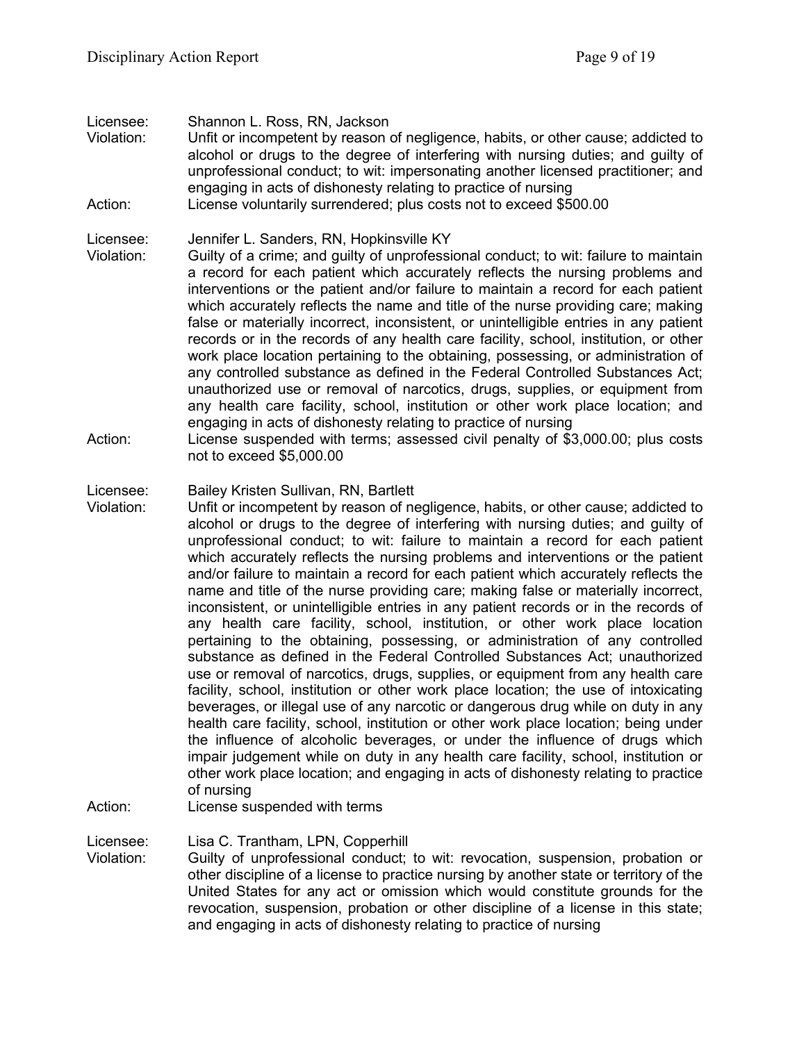Licensee: Shannon L. Ross, RN, Jackson
Violation: Unfit or incompetent by reason of negligence, habits, or other cause; addicted to alcohol or drugs to the degree of interfering with nursing duties; and guilty of unprofessional conduct; to wit: impersonating another licensed practitioner; and engaging in acts of dishonesty relating to practice of nursing
Action: License voluntarily surrendered; plus costs not to exceed $500.00

Licensee: Jennifer L. Sanders, RN, Hopkinsville KY
Violation: Guilty of a crime; and guilty of unprofessional conduct; to wit: failure to maintain a record for each patient which accurately reflects the nursing problems and interventions or the patient and/or failure to maintain a record for each patient which accurately reflects the name and title of the nurse providing care; making false or materially incorrect, inconsistent, or unintelligible entries in any patient records or in the records of any health care facility, school, institution, or other work place location pertaining to the obtaining, possessing, or administration of any controlled substance as defined in the Federal Controlled Substances Act; unauthorized use or removal of narcotics, drugs, supplies, or equipment from any health care facility, school, institution or other work place location; and engaging in acts of dishonesty relating to practice of nursing
Action: License suspended with terms; assessed civil penalty of $3,000.00; plus costs not to exceed $5,000.00

Licensee: Bailey Kristen Sullivan, RN, Bartlett
Violation: Unfit or incompetent by reason of negligence, habits, or other cause; addicted to alcohol or drugs to the degree of interfering with nursing duties; and guilty of unprofessional conduct; to wit: failure to maintain a record for each patient which accurately reflects the nursing problems and interventions or the patient and/or failure to maintain a record for each patient which accurately reflects the name and title of the nurse providing care; making false or materially incorrect, inconsistent, or unintelligible entries in any patient records or in the records of any health care facility, school, institution, or other work place location pertaining to the obtaining, possessing, or administration of any controlled substance as defined in the Federal Controlled Substances Act; unauthorized use or removal of narcotics, drugs, supplies, or equipment from any health care facility, school, institution or other work place location; the use of intoxicating beverages, or illegal use of any narcotic or dangerous drug while on duty in any health care facility, school, institution or other work place location; being under the influence of alcoholic beverages, or under the influence of drugs which impair judgement while on duty in any health care facility, school, institution or other work place location; and engaging in acts of dishonesty relating to practice of nursing
Action: License suspended with terms

Licensee: Lisa C. Trantham, LPN, Copperhill
Violation: Guilty of unprofessional conduct; to wit: revocation, suspension, probation or other discipline of a license to practice nursing by another state or territory of the United States for any act or omission which would constitute grounds for the revocation, suspension, probation or other discipline of a license in this state; and engaging in acts of dishonesty relating to practice of nursing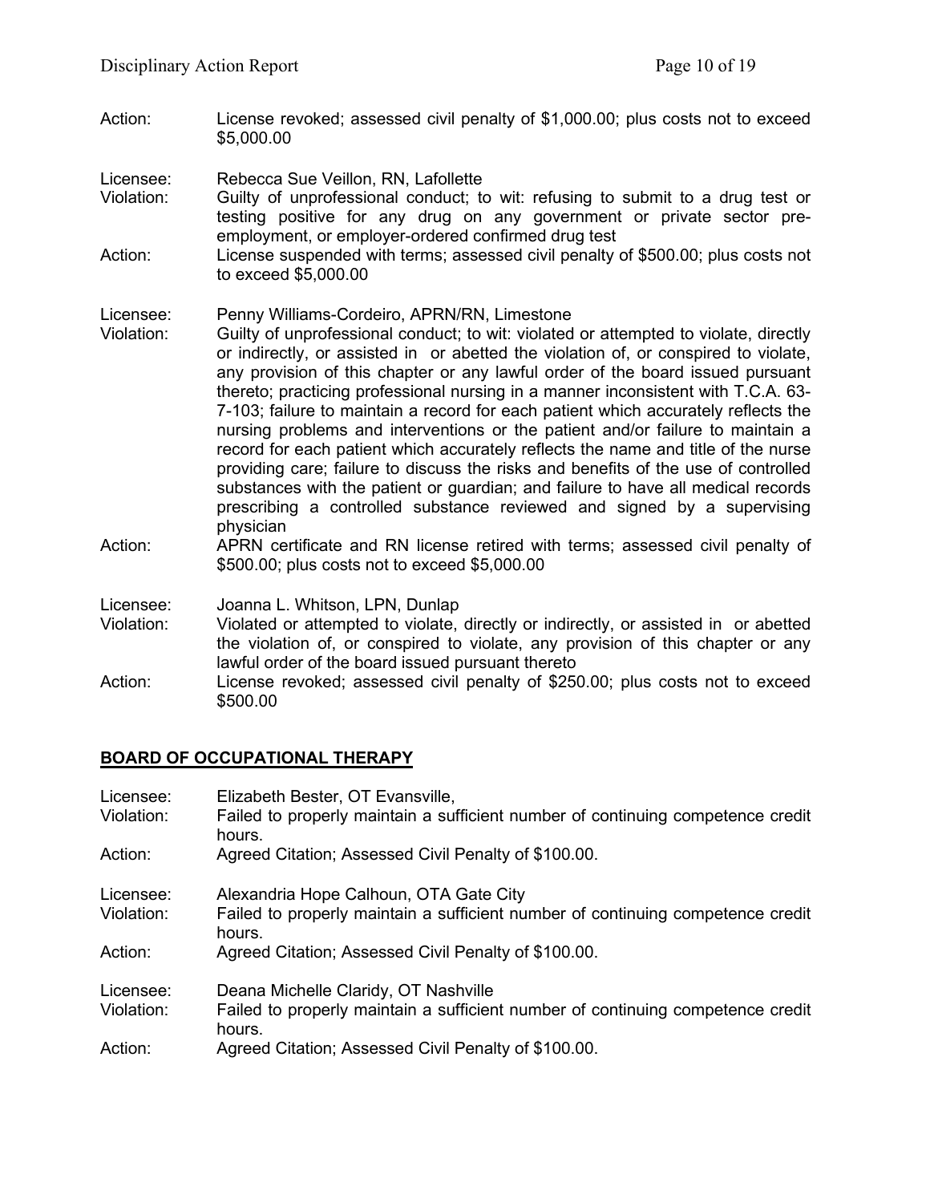Action: License revoked; assessed civil penalty of $1,000.00; plus costs not to exceed $5,000.00

Licensee: Rebecca Sue Veillon, RN, Lafollette
Violation: Guilty of unprofessional conduct; to wit: refusing to submit to a drug test or testing positive for any drug on any government or private sector pre-employment, or employer-ordered confirmed drug test
Action: License suspended with terms; assessed civil penalty of $500.00; plus costs not to exceed $5,000.00

Licensee: Penny Williams-Cordeiro, APRN/RN, Limestone
Violation: Guilty of unprofessional conduct; to wit: violated or attempted to violate, directly or indirectly, or assisted in or abetted the violation of, or conspired to violate, any provision of this chapter or any lawful order of the board issued pursuant thereto; practicing professional nursing in a manner inconsistent with T.C.A. 63-7-103; failure to maintain a record for each patient which accurately reflects the nursing problems and interventions or the patient and/or failure to maintain a record for each patient which accurately reflects the name and title of the nurse providing care; failure to discuss the risks and benefits of the use of controlled substances with the patient or guardian; and failure to have all medical records prescribing a controlled substance reviewed and signed by a supervising physician
Action: APRN certificate and RN license retired with terms; assessed civil penalty of $500.00; plus costs not to exceed $5,000.00

Licensee: Joanna L. Whitson, LPN, Dunlap
Violation: Violated or attempted to violate, directly or indirectly, or assisted in or abetted the violation of, or conspired to violate, any provision of this chapter or any lawful order of the board issued pursuant thereto
Action: License revoked; assessed civil penalty of $250.00; plus costs not to exceed $500.00

## BOARD OF OCCUPATIONAL THERAPY

Licensee: Elizabeth Bester, OT Evansville,
Violation: Failed to properly maintain a sufficient number of continuing competence credit hours.
Action: Agreed Citation; Assessed Civil Penalty of $100.00.

Licensee: Alexandria Hope Calhoun, OTA Gate City
Violation: Failed to properly maintain a sufficient number of continuing competence credit hours.
Action: Agreed Citation; Assessed Civil Penalty of $100.00.

Licensee: Deana Michelle Claridy, OT Nashville
Violation: Failed to properly maintain a sufficient number of continuing competence credit hours.
Action: Agreed Citation; Assessed Civil Penalty of $100.00.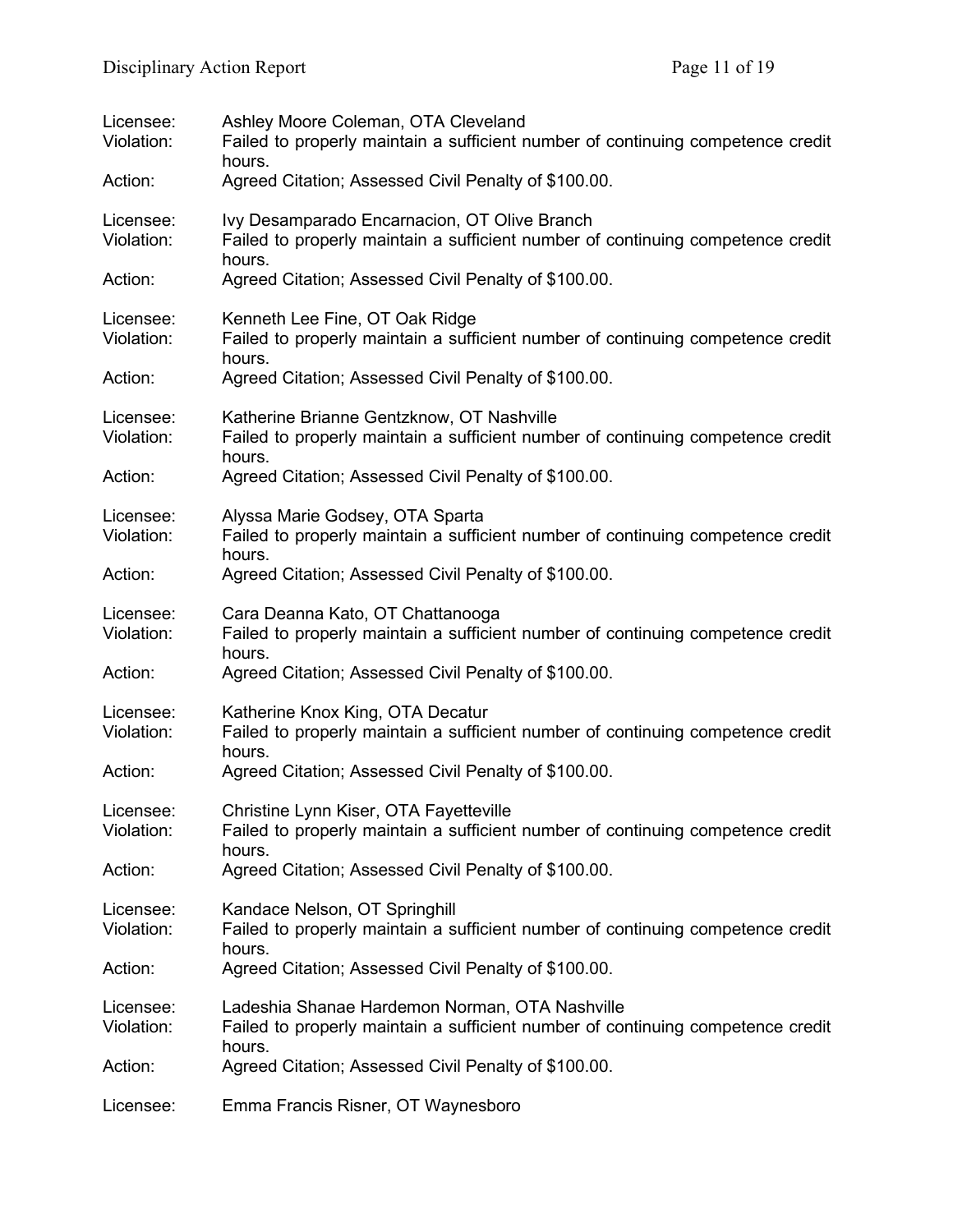Licensee: Ashley Moore Coleman, OTA Cleveland
Violation: Failed to properly maintain a sufficient number of continuing competence credit hours.
Action: Agreed Citation; Assessed Civil Penalty of $100.00.

Licensee: Ivy Desamparado Encarnacion, OT Olive Branch
Violation: Failed to properly maintain a sufficient number of continuing competence credit hours.
Action: Agreed Citation; Assessed Civil Penalty of $100.00.

Licensee: Kenneth Lee Fine, OT Oak Ridge
Violation: Failed to properly maintain a sufficient number of continuing competence credit hours.
Action: Agreed Citation; Assessed Civil Penalty of $100.00.

Licensee: Katherine Brianne Gentzknow, OT Nashville
Violation: Failed to properly maintain a sufficient number of continuing competence credit hours.
Action: Agreed Citation; Assessed Civil Penalty of $100.00.

Licensee: Alyssa Marie Godsey, OTA Sparta
Violation: Failed to properly maintain a sufficient number of continuing competence credit hours.
Action: Agreed Citation; Assessed Civil Penalty of $100.00.

Licensee: Cara Deanna Kato, OT Chattanooga
Violation: Failed to properly maintain a sufficient number of continuing competence credit hours.
Action: Agreed Citation; Assessed Civil Penalty of $100.00.

Licensee: Katherine Knox King, OTA Decatur
Violation: Failed to properly maintain a sufficient number of continuing competence credit hours.
Action: Agreed Citation; Assessed Civil Penalty of $100.00.

Licensee: Christine Lynn Kiser, OTA Fayetteville
Violation: Failed to properly maintain a sufficient number of continuing competence credit hours.
Action: Agreed Citation; Assessed Civil Penalty of $100.00.

Licensee: Kandace Nelson, OT Springhill
Violation: Failed to properly maintain a sufficient number of continuing competence credit hours.
Action: Agreed Citation; Assessed Civil Penalty of $100.00.

Licensee: Ladeshia Shanae Hardemon Norman, OTA Nashville
Violation: Failed to properly maintain a sufficient number of continuing competence credit hours.
Action: Agreed Citation; Assessed Civil Penalty of $100.00.

Licensee: Emma Francis Risner, OT Waynesboro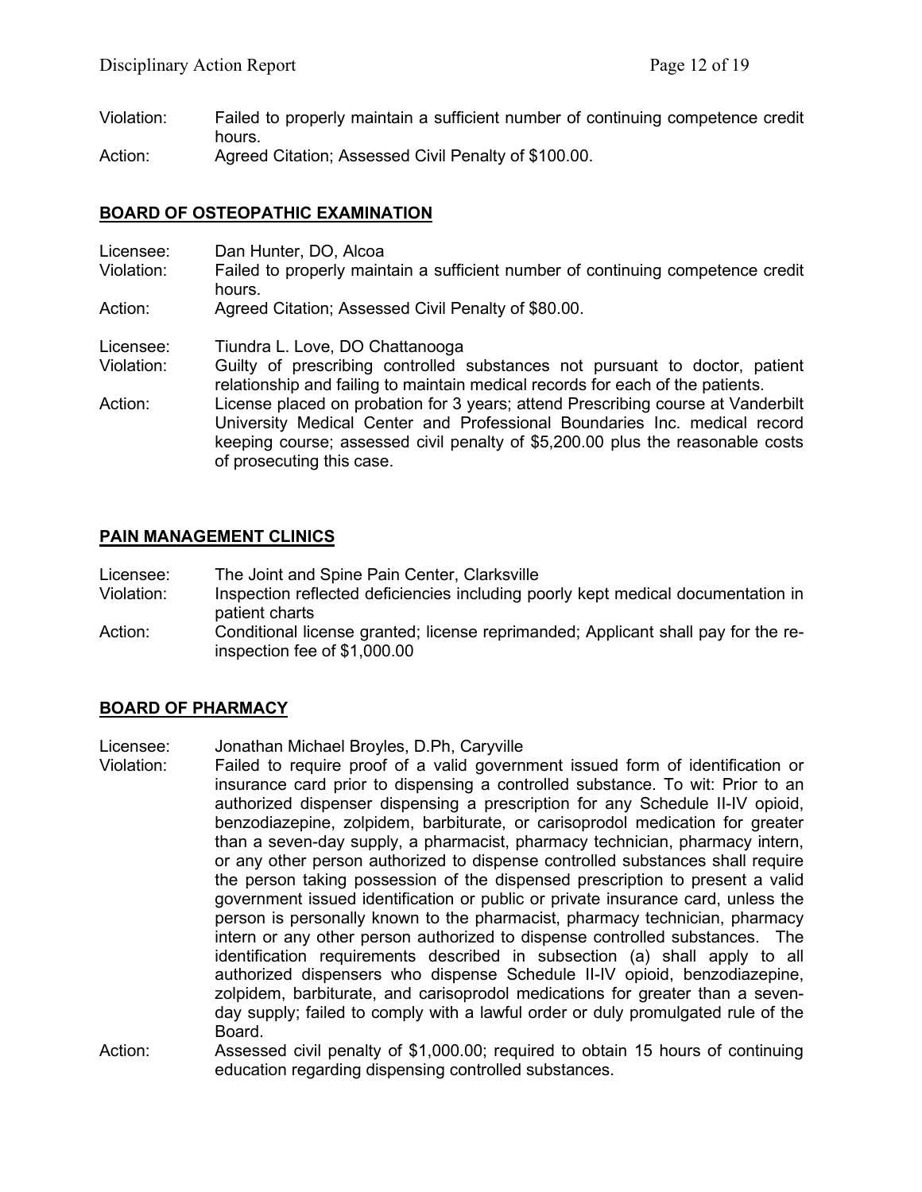Violation: Failed to properly maintain a sufficient number of continuing competence credit hours.
Action: Agreed Citation; Assessed Civil Penalty of $100.00.

## BOARD OF OSTEOPATHIC EXAMINATION

Licensee: Dan Hunter, DO, Alcoa
Violation: Failed to properly maintain a sufficient number of continuing competence credit hours.
Action: Agreed Citation; Assessed Civil Penalty of $80.00.

Licensee: Tiundra L. Love, DO Chattanooga
Violation: Guilty of prescribing controlled substances not pursuant to doctor, patient relationship and failing to maintain medical records for each of the patients.
Action: License placed on probation for 3 years; attend Prescribing course at Vanderbilt University Medical Center and Professional Boundaries Inc. medical record keeping course; assessed civil penalty of $5,200.00 plus the reasonable costs of prosecuting this case.

## PAIN MANAGEMENT CLINICS

Licensee: The Joint and Spine Pain Center, Clarksville
Violation: Inspection reflected deficiencies including poorly kept medical documentation in patient charts
Action: Conditional license granted; license reprimanded; Applicant shall pay for the re-inspection fee of $1,000.00

## BOARD OF PHARMACY

Licensee: Jonathan Michael Broyles, D.Ph, Caryville
Violation: Failed to require proof of a valid government issued form of identification or insurance card prior to dispensing a controlled substance. To wit: Prior to an authorized dispenser dispensing a prescription for any Schedule II-IV opioid, benzodiazepine, zolpidem, barbiturate, or carisoprodol medication for greater than a seven-day supply, a pharmacist, pharmacy technician, pharmacy intern, or any other person authorized to dispense controlled substances shall require the person taking possession of the dispensed prescription to present a valid government issued identification or public or private insurance card, unless the person is personally known to the pharmacist, pharmacy technician, pharmacy intern or any other person authorized to dispense controlled substances. The identification requirements described in subsection (a) shall apply to all authorized dispensers who dispense Schedule II-IV opioid, benzodiazepine, zolpidem, barbiturate, and carisoprodol medications for greater than a seven-day supply; failed to comply with a lawful order or duly promulgated rule of the Board.
Action: Assessed civil penalty of $1,000.00; required to obtain 15 hours of continuing education regarding dispensing controlled substances.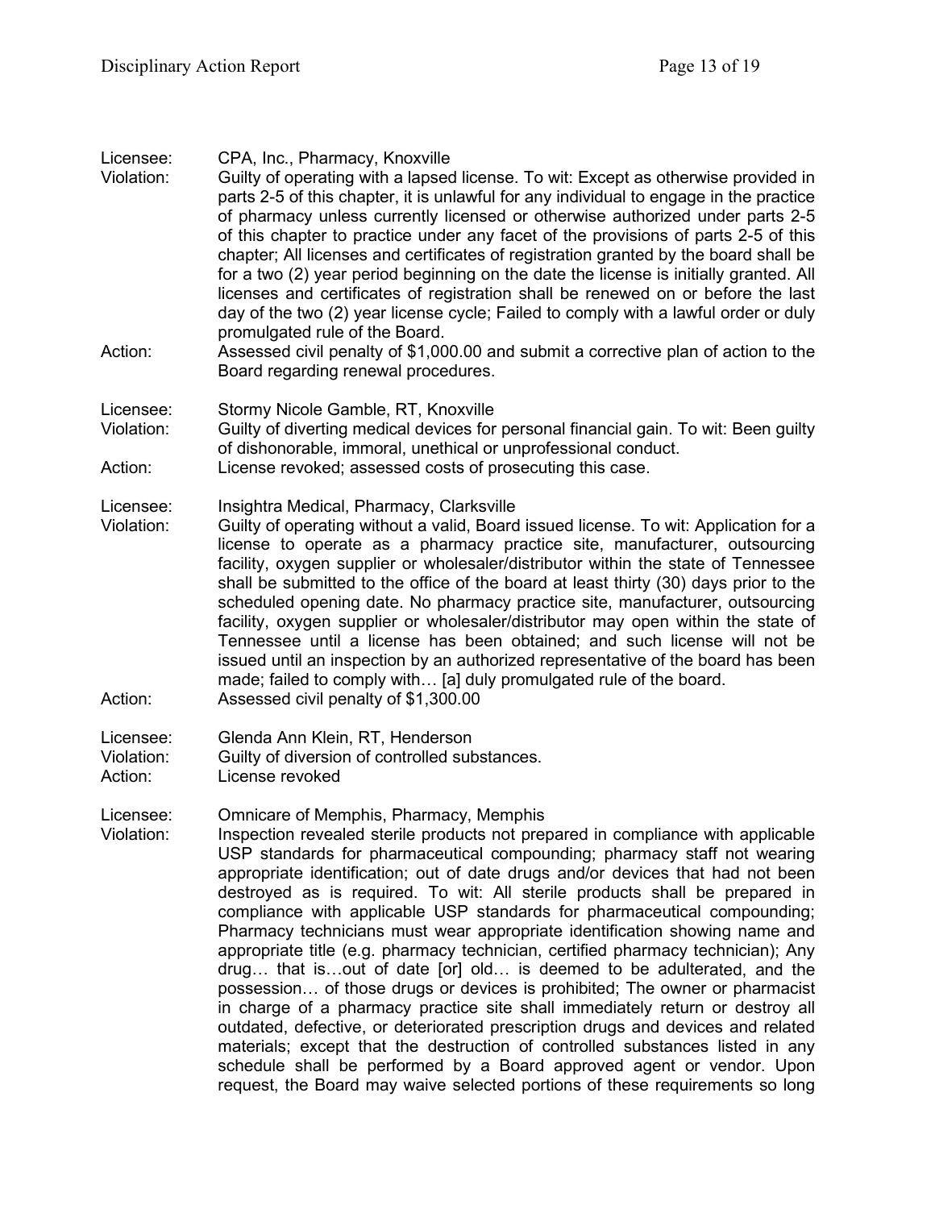Licensee: CPA, Inc., Pharmacy, Knoxville

Violation: Guilty of operating with a lapsed license. To wit: Except as otherwise provided in parts 2-5 of this chapter, it is unlawful for any individual to engage in the practice of pharmacy unless currently licensed or otherwise authorized under parts 2-5 of this chapter to practice under any facet of the provisions of parts 2-5 of this chapter; All licenses and certificates of registration granted by the board shall be for a two (2) year period beginning on the date the license is initially granted. All licenses and certificates of registration shall be renewed on or before the last day of the two (2) year license cycle; Failed to comply with a lawful order or duly promulgated rule of the Board.

Action: Assessed civil penalty of $1,000.00 and submit a corrective plan of action to the Board regarding renewal procedures.

Licensee: Stormy Nicole Gamble, RT, Knoxville

Violation: Guilty of diverting medical devices for personal financial gain. To wit: Been guilty of dishonorable, immoral, unethical or unprofessional conduct.

Action: License revoked; assessed costs of prosecuting this case.

Licensee: Insightra Medical, Pharmacy, Clarksville

Violation: Guilty of operating without a valid, Board issued license. To wit: Application for a license to operate as a pharmacy practice site, manufacturer, outsourcing facility, oxygen supplier or wholesaler/distributor within the state of Tennessee shall be submitted to the office of the board at least thirty (30) days prior to the scheduled opening date. No pharmacy practice site, manufacturer, outsourcing facility, oxygen supplier or wholesaler/distributor may open within the state of Tennessee until a license has been obtained; and such license will not be issued until an inspection by an authorized representative of the board has been made; failed to comply with… [a] duly promulgated rule of the board.

Action: Assessed civil penalty of $1,300.00

Licensee: Glenda Ann Klein, RT, Henderson

Violation: Guilty of diversion of controlled substances.

Action: License revoked

Licensee: Omnicare of Memphis, Pharmacy, Memphis

Violation: Inspection revealed sterile products not prepared in compliance with applicable USP standards for pharmaceutical compounding; pharmacy staff not wearing appropriate identification; out of date drugs and/or devices that had not been destroyed as is required. To wit: All sterile products shall be prepared in compliance with applicable USP standards for pharmaceutical compounding; Pharmacy technicians must wear appropriate identification showing name and appropriate title (e.g. pharmacy technician, certified pharmacy technician); Any drug… that is…out of date [or] old… is deemed to be adulterated, and the possession… of those drugs or devices is prohibited; The owner or pharmacist in charge of a pharmacy practice site shall immediately return or destroy all outdated, defective, or deteriorated prescription drugs and devices and related materials; except that the destruction of controlled substances listed in any schedule shall be performed by a Board approved agent or vendor. Upon request, the Board may waive selected portions of these requirements so long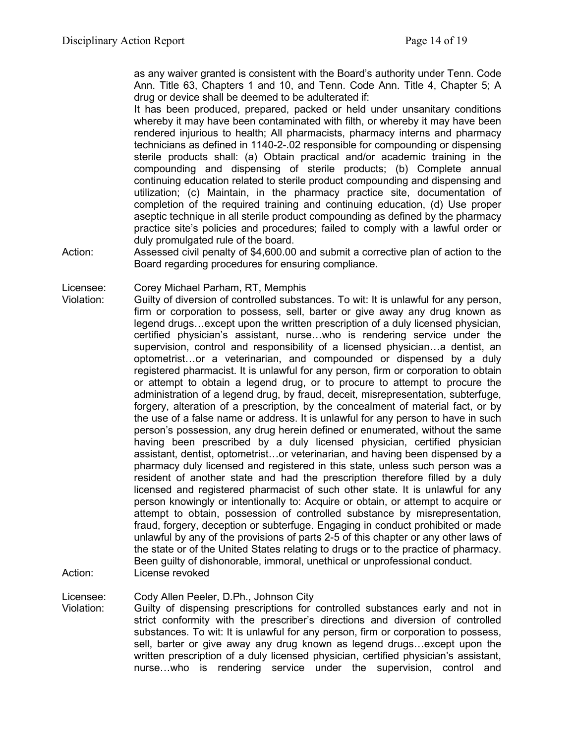as any waiver granted is consistent with the Board's authority under Tenn. Code Ann. Title 63, Chapters 1 and 10, and Tenn. Code Ann. Title 4, Chapter 5; A drug or device shall be deemed to be adulterated if:
It has been produced, prepared, packed or held under unsanitary conditions whereby it may have been contaminated with filth, or whereby it may have been rendered injurious to health; All pharmacists, pharmacy interns and pharmacy technicians as defined in 1140-2-.02 responsible for compounding or dispensing sterile products shall: (a) Obtain practical and/or academic training in the compounding and dispensing of sterile products; (b) Complete annual continuing education related to sterile product compounding and dispensing and utilization; (c) Maintain, in the pharmacy practice site, documentation of completion of the required training and continuing education, (d) Use proper aseptic technique in all sterile product compounding as defined by the pharmacy practice site's policies and procedures; failed to comply with a lawful order or duly promulgated rule of the board.

Action: Assessed civil penalty of $4,600.00 and submit a corrective plan of action to the Board regarding procedures for ensuring compliance.

Licensee: Corey Michael Parham, RT, Memphis

Violation: Guilty of diversion of controlled substances. To wit: It is unlawful for any person, firm or corporation to possess, sell, barter or give away any drug known as legend drugs…except upon the written prescription of a duly licensed physician, certified physician's assistant, nurse…who is rendering service under the supervision, control and responsibility of a licensed physician…a dentist, an optometrist…or a veterinarian, and compounded or dispensed by a duly registered pharmacist. It is unlawful for any person, firm or corporation to obtain or attempt to obtain a legend drug, or to procure to attempt to procure the administration of a legend drug, by fraud, deceit, misrepresentation, subterfuge, forgery, alteration of a prescription, by the concealment of material fact, or by the use of a false name or address. It is unlawful for any person to have in such person's possession, any drug herein defined or enumerated, without the same having been prescribed by a duly licensed physician, certified physician assistant, dentist, optometrist…or veterinarian, and having been dispensed by a pharmacy duly licensed and registered in this state, unless such person was a resident of another state and had the prescription therefore filled by a duly licensed and registered pharmacist of such other state. It is unlawful for any person knowingly or intentionally to: Acquire or obtain, or attempt to acquire or attempt to obtain, possession of controlled substance by misrepresentation, fraud, forgery, deception or subterfuge. Engaging in conduct prohibited or made unlawful by any of the provisions of parts 2-5 of this chapter or any other laws of the state or of the United States relating to drugs or to the practice of pharmacy. Been guilty of dishonorable, immoral, unethical or unprofessional conduct.

Action: License revoked

Licensee: Cody Allen Peeler, D.Ph., Johnson City

Violation: Guilty of dispensing prescriptions for controlled substances early and not in strict conformity with the prescriber's directions and diversion of controlled substances. To wit: It is unlawful for any person, firm or corporation to possess, sell, barter or give away any drug known as legend drugs…except upon the written prescription of a duly licensed physician, certified physician's assistant, nurse…who is rendering service under the supervision, control and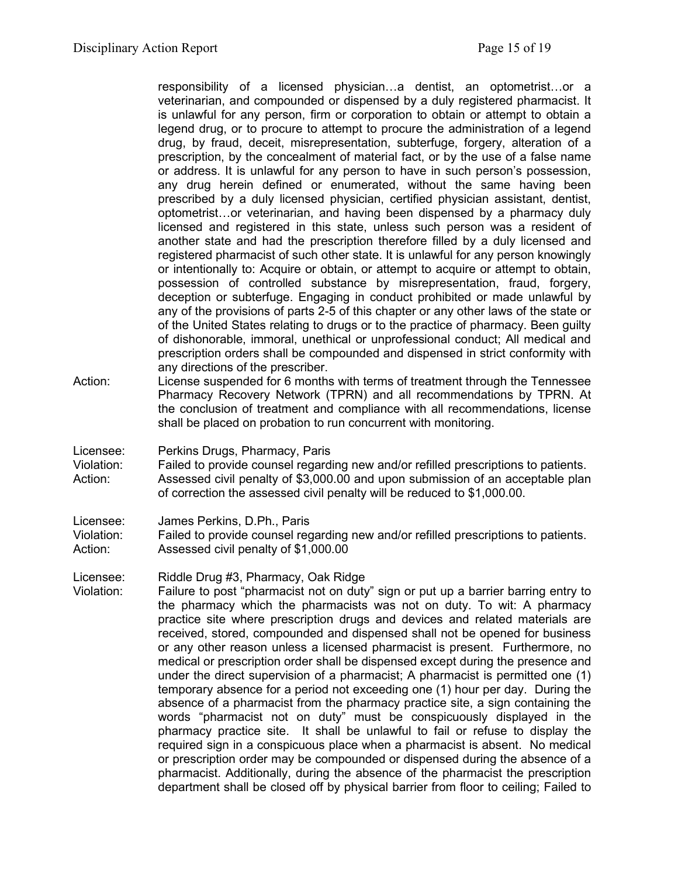responsibility of a licensed physician…a dentist, an optometrist…or a veterinarian, and compounded or dispensed by a duly registered pharmacist. It is unlawful for any person, firm or corporation to obtain or attempt to obtain a legend drug, or to procure to attempt to procure the administration of a legend drug, by fraud, deceit, misrepresentation, subterfuge, forgery, alteration of a prescription, by the concealment of material fact, or by the use of a false name or address. It is unlawful for any person to have in such person's possession, any drug herein defined or enumerated, without the same having been prescribed by a duly licensed physician, certified physician assistant, dentist, optometrist…or veterinarian, and having been dispensed by a pharmacy duly licensed and registered in this state, unless such person was a resident of another state and had the prescription therefore filled by a duly licensed and registered pharmacist of such other state. It is unlawful for any person knowingly or intentionally to: Acquire or obtain, or attempt to acquire or attempt to obtain, possession of controlled substance by misrepresentation, fraud, forgery, deception or subterfuge. Engaging in conduct prohibited or made unlawful by any of the provisions of parts 2-5 of this chapter or any other laws of the state or of the United States relating to drugs or to the practice of pharmacy. Been guilty of dishonorable, immoral, unethical or unprofessional conduct; All medical and prescription orders shall be compounded and dispensed in strict conformity with any directions of the prescriber.

Action: License suspended for 6 months with terms of treatment through the Tennessee Pharmacy Recovery Network (TPRN) and all recommendations by TPRN. At the conclusion of treatment and compliance with all recommendations, license shall be placed on probation to run concurrent with monitoring.

Licensee: Perkins Drugs, Pharmacy, Paris
Violation: Failed to provide counsel regarding new and/or refilled prescriptions to patients.
Action: Assessed civil penalty of $3,000.00 and upon submission of an acceptable plan of correction the assessed civil penalty will be reduced to $1,000.00.

Licensee: James Perkins, D.Ph., Paris
Violation: Failed to provide counsel regarding new and/or refilled prescriptions to patients.
Action: Assessed civil penalty of $1,000.00

Licensee: Riddle Drug #3, Pharmacy, Oak Ridge
Violation: Failure to post "pharmacist not on duty" sign or put up a barrier barring entry to the pharmacy which the pharmacists was not on duty. To wit: A pharmacy practice site where prescription drugs and devices and related materials are received, stored, compounded and dispensed shall not be opened for business or any other reason unless a licensed pharmacist is present. Furthermore, no medical or prescription order shall be dispensed except during the presence and under the direct supervision of a pharmacist; A pharmacist is permitted one (1) temporary absence for a period not exceeding one (1) hour per day. During the absence of a pharmacist from the pharmacy practice site, a sign containing the words "pharmacist not on duty" must be conspicuously displayed in the pharmacy practice site. It shall be unlawful to fail or refuse to display the required sign in a conspicuous place when a pharmacist is absent. No medical or prescription order may be compounded or dispensed during the absence of a pharmacist. Additionally, during the absence of the pharmacist the prescription department shall be closed off by physical barrier from floor to ceiling; Failed to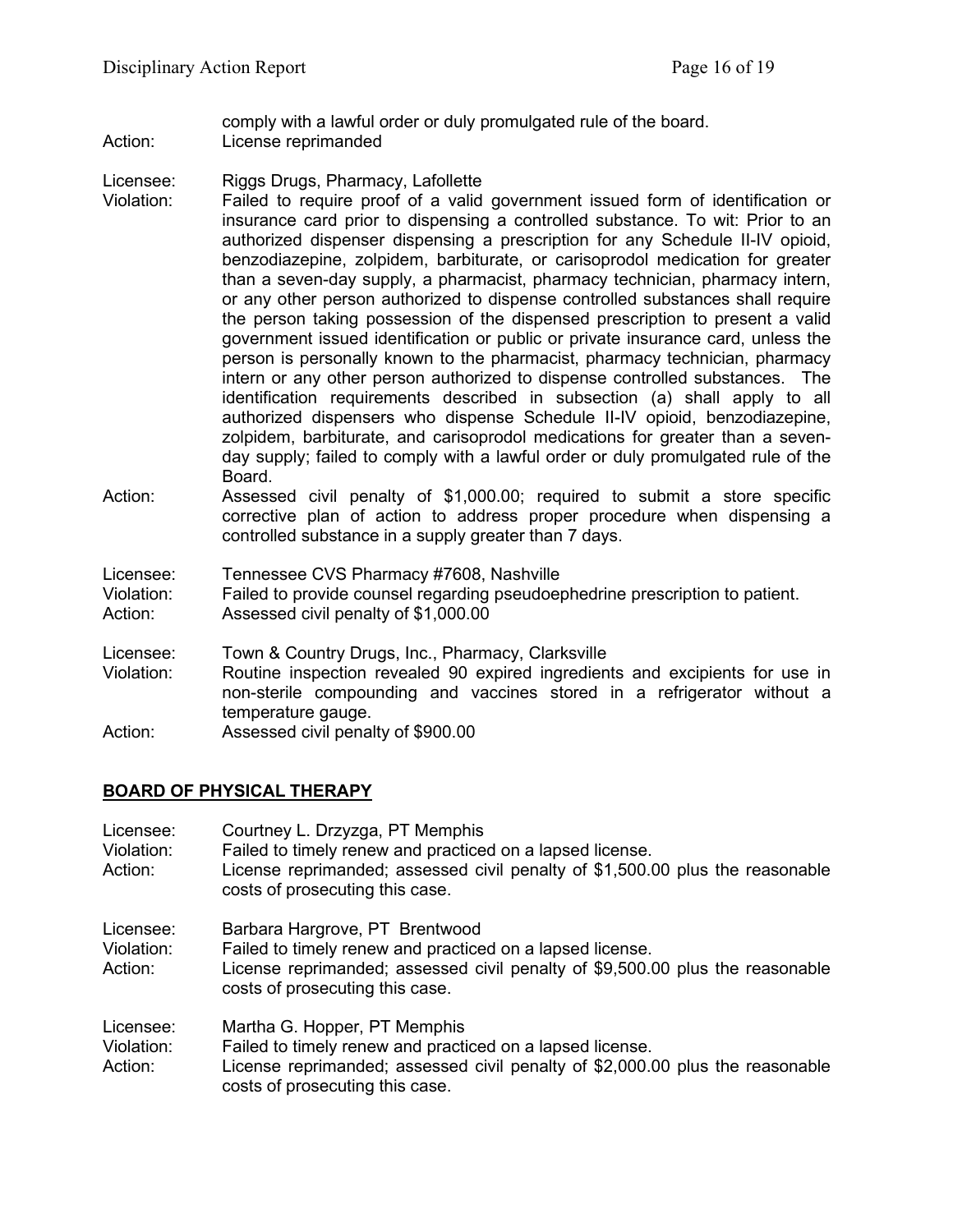comply with a lawful order or duly promulgated rule of the board.

Action: License reprimanded

Licensee: Riggs Drugs, Pharmacy, Lafollette

Violation: Failed to require proof of a valid government issued form of identification or insurance card prior to dispensing a controlled substance. To wit: Prior to an authorized dispenser dispensing a prescription for any Schedule II-IV opioid, benzodiazepine, zolpidem, barbiturate, or carisoprodol medication for greater than a seven-day supply, a pharmacist, pharmacy technician, pharmacy intern, or any other person authorized to dispense controlled substances shall require the person taking possession of the dispensed prescription to present a valid government issued identification or public or private insurance card, unless the person is personally known to the pharmacist, pharmacy technician, pharmacy intern or any other person authorized to dispense controlled substances. The identification requirements described in subsection (a) shall apply to all authorized dispensers who dispense Schedule II-IV opioid, benzodiazepine, zolpidem, barbiturate, and carisoprodol medications for greater than a seven-day supply; failed to comply with a lawful order or duly promulgated rule of the Board.

Action: Assessed civil penalty of $1,000.00; required to submit a store specific corrective plan of action to address proper procedure when dispensing a controlled substance in a supply greater than 7 days.

Licensee: Tennessee CVS Pharmacy #7608, Nashville

Violation: Failed to provide counsel regarding pseudoephedrine prescription to patient.

Action: Assessed civil penalty of $1,000.00

Licensee: Town & Country Drugs, Inc., Pharmacy, Clarksville

Violation: Routine inspection revealed 90 expired ingredients and excipients for use in non-sterile compounding and vaccines stored in a refrigerator without a temperature gauge.

Action: Assessed civil penalty of $900.00

## BOARD OF PHYSICAL THERAPY

Licensee: Courtney L. Drzyzga, PT Memphis

Violation: Failed to timely renew and practiced on a lapsed license.

Action: License reprimanded; assessed civil penalty of $1,500.00 plus the reasonable costs of prosecuting this case.

Licensee: Barbara Hargrove, PT Brentwood

Violation: Failed to timely renew and practiced on a lapsed license.

Action: License reprimanded; assessed civil penalty of $9,500.00 plus the reasonable costs of prosecuting this case.

Licensee: Martha G. Hopper, PT Memphis

Violation: Failed to timely renew and practiced on a lapsed license.

Action: License reprimanded; assessed civil penalty of $2,000.00 plus the reasonable costs of prosecuting this case.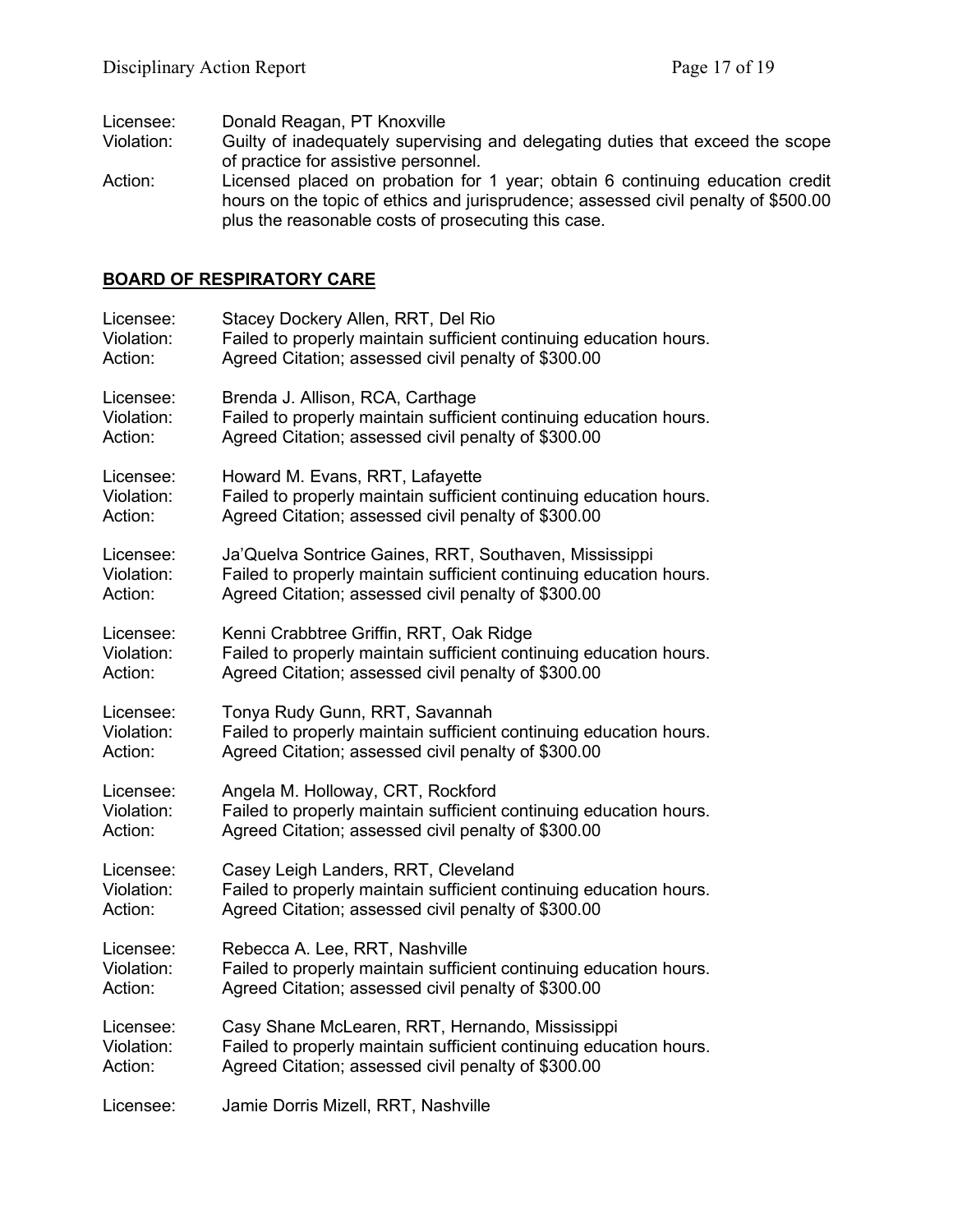Licensee: Donald Reagan, PT Knoxville
Violation: Guilty of inadequately supervising and delegating duties that exceed the scope of practice for assistive personnel.
Action: Licensed placed on probation for 1 year; obtain 6 continuing education credit hours on the topic of ethics and jurisprudence; assessed civil penalty of $500.00 plus the reasonable costs of prosecuting this case.

## BOARD OF RESPIRATORY CARE

Licensee: Stacey Dockery Allen, RRT, Del Rio
Violation: Failed to properly maintain sufficient continuing education hours.
Action: Agreed Citation; assessed civil penalty of $300.00

Licensee: Brenda J. Allison, RCA, Carthage
Violation: Failed to properly maintain sufficient continuing education hours.
Action: Agreed Citation; assessed civil penalty of $300.00

Licensee: Howard M. Evans, RRT, Lafayette
Violation: Failed to properly maintain sufficient continuing education hours.
Action: Agreed Citation; assessed civil penalty of $300.00

Licensee: Ja'Quelva Sontrice Gaines, RRT, Southaven, Mississippi
Violation: Failed to properly maintain sufficient continuing education hours.
Action: Agreed Citation; assessed civil penalty of $300.00

Licensee: Kenni Crabbtree Griffin, RRT, Oak Ridge
Violation: Failed to properly maintain sufficient continuing education hours.
Action: Agreed Citation; assessed civil penalty of $300.00

Licensee: Tonya Rudy Gunn, RRT, Savannah
Violation: Failed to properly maintain sufficient continuing education hours.
Action: Agreed Citation; assessed civil penalty of $300.00

Licensee: Angela M. Holloway, CRT, Rockford
Violation: Failed to properly maintain sufficient continuing education hours.
Action: Agreed Citation; assessed civil penalty of $300.00

Licensee: Casey Leigh Landers, RRT, Cleveland
Violation: Failed to properly maintain sufficient continuing education hours.
Action: Agreed Citation; assessed civil penalty of $300.00

Licensee: Rebecca A. Lee, RRT, Nashville
Violation: Failed to properly maintain sufficient continuing education hours.
Action: Agreed Citation; assessed civil penalty of $300.00

Licensee: Casy Shane McLearen, RRT, Hernando, Mississippi
Violation: Failed to properly maintain sufficient continuing education hours.
Action: Agreed Citation; assessed civil penalty of $300.00

Licensee: Jamie Dorris Mizell, RRT, Nashville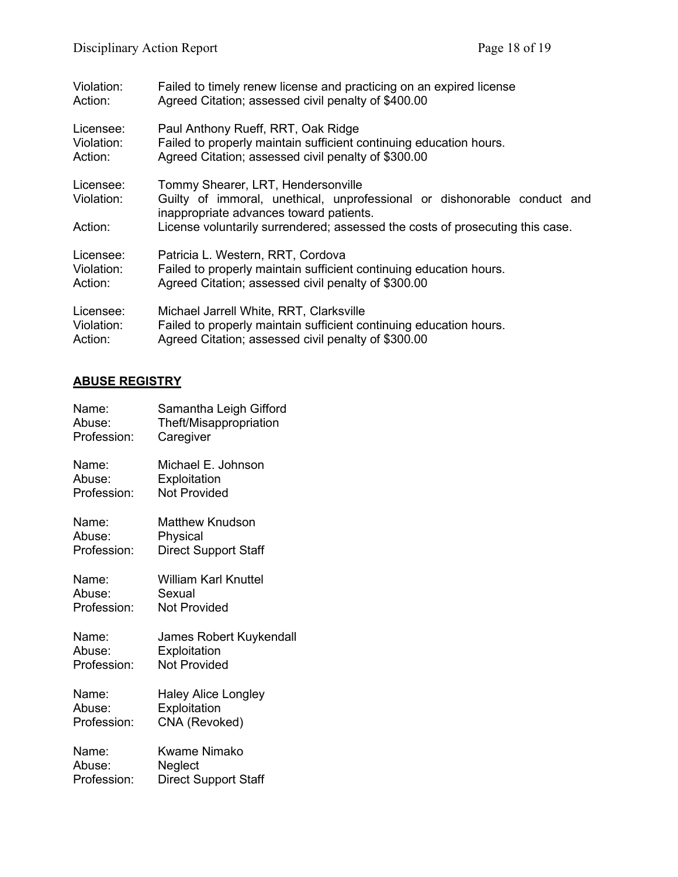Violation: Failed to timely renew license and practicing on an expired license
Action: Agreed Citation; assessed civil penalty of $400.00

Licensee: Paul Anthony Rueff, RRT, Oak Ridge
Violation: Failed to properly maintain sufficient continuing education hours.
Action: Agreed Citation; assessed civil penalty of $300.00

Licensee: Tommy Shearer, LRT, Hendersonville
Violation: Guilty of immoral, unethical, unprofessional or dishonorable conduct and inappropriate advances toward patients.
Action: License voluntarily surrendered; assessed the costs of prosecuting this case.

Licensee: Patricia L. Western, RRT, Cordova
Violation: Failed to properly maintain sufficient continuing education hours.
Action: Agreed Citation; assessed civil penalty of $300.00

Licensee: Michael Jarrell White, RRT, Clarksville
Violation: Failed to properly maintain sufficient continuing education hours.
Action: Agreed Citation; assessed civil penalty of $300.00

## ABUSE REGISTRY

Name: Samantha Leigh Gifford
Abuse: Theft/Misappropriation
Profession: Caregiver

Name: Michael E. Johnson
Abuse: Exploitation
Profession: Not Provided

Name: Matthew Knudson
Abuse: Physical
Profession: Direct Support Staff

Name: William Karl Knuttel
Abuse: Sexual
Profession: Not Provided

Name: James Robert Kuykendall
Abuse: Exploitation
Profession: Not Provided

Name: Haley Alice Longley
Abuse: Exploitation
Profession: CNA (Revoked)

Name: Kwame Nimako
Abuse: Neglect
Profession: Direct Support Staff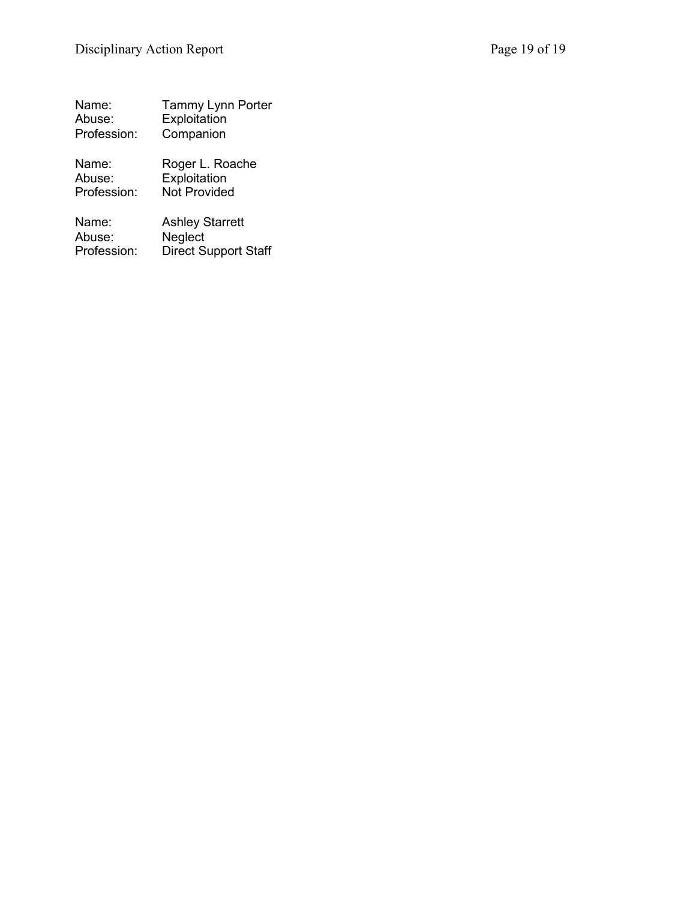Name: Tammy Lynn Porter
Abuse: Exploitation
Profession: Companion

Name: Roger L. Roache
Abuse: Exploitation
Profession: Not Provided

Name: Ashley Starrett
Abuse: Neglect
Profession: Direct Support Staff